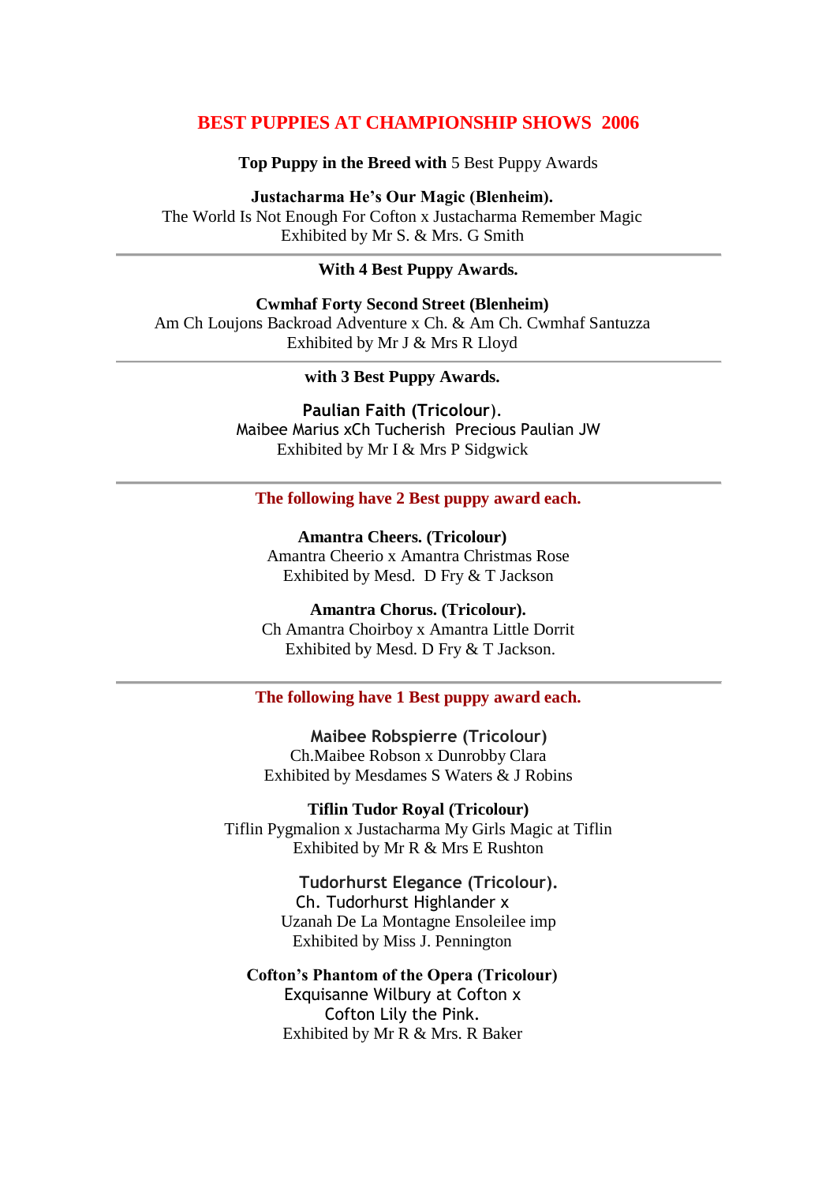# BEST PUPPIES AT CHAMPIONSHIP SHOWS 2006

**Top Puppy in the Breed with** 5 Best Puppy Awards

**Justacharma He's Our Magic (Blenheim).**
The World Is Not Enough For Cofton x Justacharma Remember Magic
Exhibited by Mr S. & Mrs. G Smith

---

**With 4 Best Puppy Awards.**

**Cwmhaf Forty Second Street (Blenheim)**
Am Ch Loujons Backroad Adventure x Ch. & Am Ch. Cwmhaf Santuzza
Exhibited by Mr J & Mrs R Lloyd

---

**with 3 Best Puppy Awards.**

**Paulian Faith (Tricolour).**
Maibee Marius xCh Tucherish Precious Paulian JW
Exhibited by Mr I & Mrs P Sidgwick

---

**The following have 2 Best puppy award each.**

**Amantra Cheers. (Tricolour)**
Amantra Cheerio x Amantra Christmas Rose
Exhibited by Mesd. D Fry & T Jackson

**Amantra Chorus. (Tricolour).**
Ch Amantra Choirboy x Amantra Little Dorrit
Exhibited by Mesd. D Fry & T Jackson.

---

**The following have 1 Best puppy award each.**

**Maibee Robspierre (Tricolour)**
Ch.Maibee Robson x Dunrobby Clara
Exhibited by Mesdames S Waters & J Robins

**Tiflin Tudor Royal (Tricolour)**
Tiflin Pygmalion x Justacharma My Girls Magic at Tiflin
Exhibited by Mr R & Mrs E Rushton

**Tudorhurst Elegance (Tricolour).**
Ch. Tudorhurst Highlander x
Uzanah De La Montagne Ensoleilee imp
Exhibited by Miss J. Pennington

**Cofton's Phantom of the Opera (Tricolour)**
Exquisanne Wilbury at Cofton x
Cofton Lily the Pink.
Exhibited by Mr R & Mrs. R Baker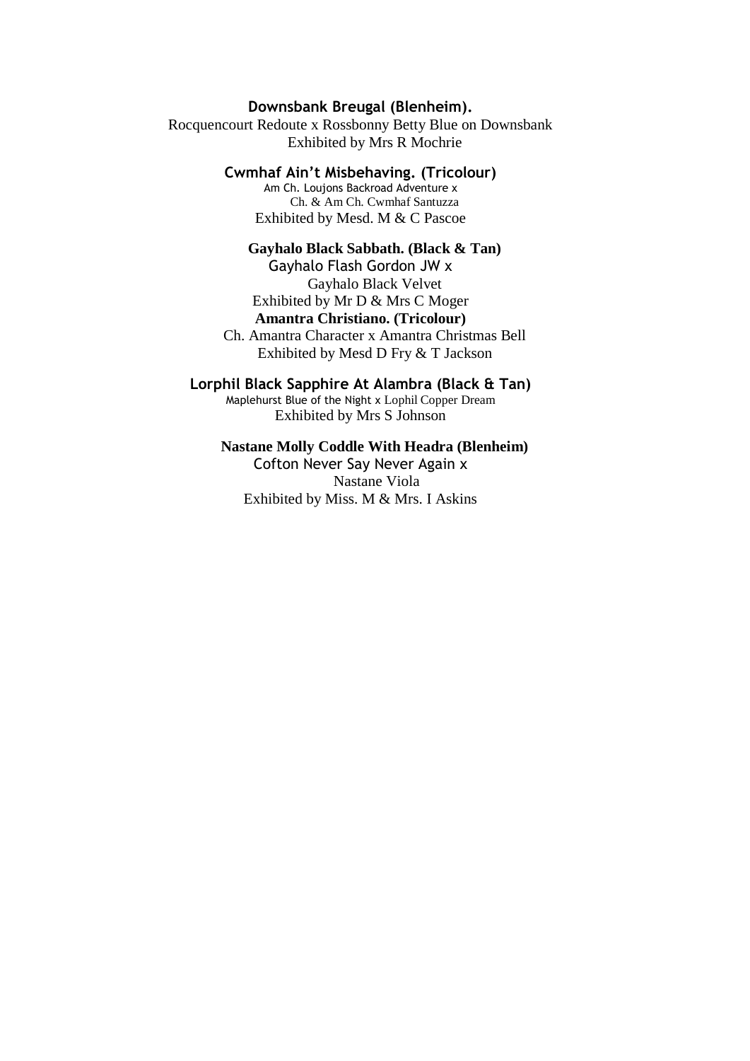**Downsbank Breugal (Blenheim).**
Rocquencourt Redoute x Rossbonny Betty Blue on Downsbank
Exhibited by Mrs R Mochrie

**Cwmhaf Ain't Misbehaving. (Tricolour)**
Am Ch. Loujons Backroad Adventure x
Ch. & Am Ch. Cwmhaf Santuzza
Exhibited by Mesd. M & C Pascoe

**Gayhalo Black Sabbath. (Black & Tan)**
Gayhalo Flash Gordon JW x
Gayhalo Black Velvet
Exhibited by Mr D & Mrs C Moger

**Amantra Christiano. (Tricolour)**
Ch. Amantra Character x Amantra Christmas Bell
Exhibited by Mesd D Fry & T Jackson

**Lorphil Black Sapphire At Alambra (Black & Tan)**
Maplehurst Blue of the Night x Lophil Copper Dream
Exhibited by Mrs S Johnson

**Nastane Molly Coddle With Headra (Blenheim)**
Cofton Never Say Never Again x
Nastane Viola
Exhibited by Miss. M & Mrs. I Askins